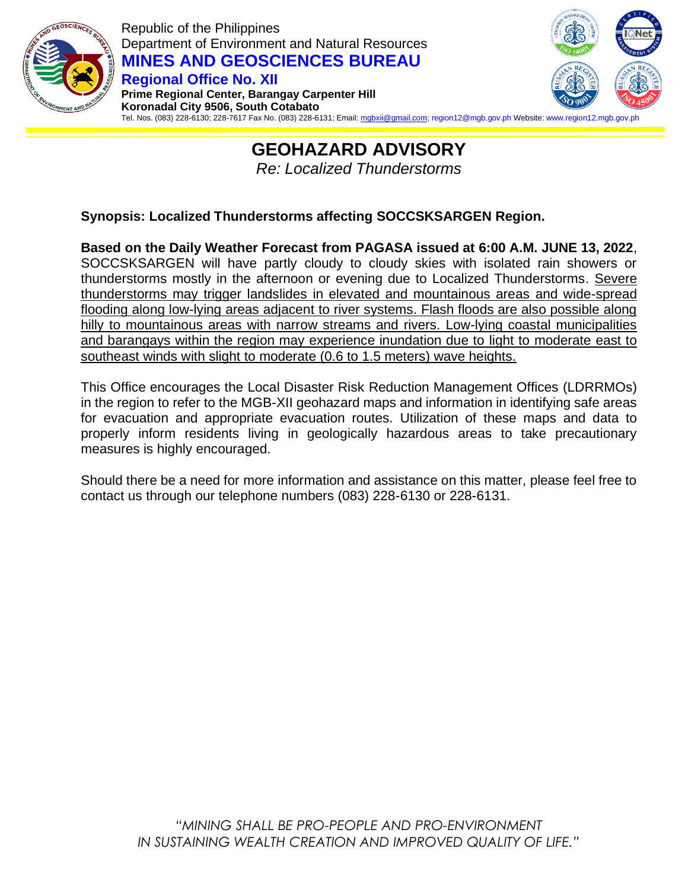Republic of the Philippines
Department of Environment and Natural Resources
**MINES AND GEOSCIENCES BUREAU**
**Regional Office No. XII**
**Prime Regional Center, Barangay Carpenter Hill**
**Koronadal City 9506, South Cotabato**
Tel. Nos. (083) 228-6130; 228-7617 Fax No. (083) 228-6131; Email: mgbxii@gmail.com; region12@mgb.gov.ph Website: www.region12.mgb.gov.ph

# GEOHAZARD ADVISORY

*Re: Localized Thunderstorms*

**Synopsis: Localized Thunderstorms affecting SOCCSKSARGEN Region.**

**Based on the Daily Weather Forecast from PAGASA issued at 6:00 A.M. JUNE 13, 2022**, SOCCSKSARGEN will have partly cloudy to cloudy skies with isolated rain showers or thunderstorms mostly in the afternoon or evening due to Localized Thunderstorms. Severe thunderstorms may trigger landslides in elevated and mountainous areas and wide-spread flooding along low-lying areas adjacent to river systems. Flash floods are also possible along hilly to mountainous areas with narrow streams and rivers. Low-lying coastal municipalities and barangays within the region may experience inundation due to light to moderate east to southeast winds with slight to moderate (0.6 to 1.5 meters) wave heights.

This Office encourages the Local Disaster Risk Reduction Management Offices (LDRRMOs) in the region to refer to the MGB-XII geohazard maps and information in identifying safe areas for evacuation and appropriate evacuation routes. Utilization of these maps and data to properly inform residents living in geologically hazardous areas to take precautionary measures is highly encouraged.

Should there be a need for more information and assistance on this matter, please feel free to contact us through our telephone numbers (083) 228-6130 or 228-6131.

*"MINING SHALL BE PRO-PEOPLE AND PRO-ENVIRONMENT IN SUSTAINING WEALTH CREATION AND IMPROVED QUALITY OF LIFE."*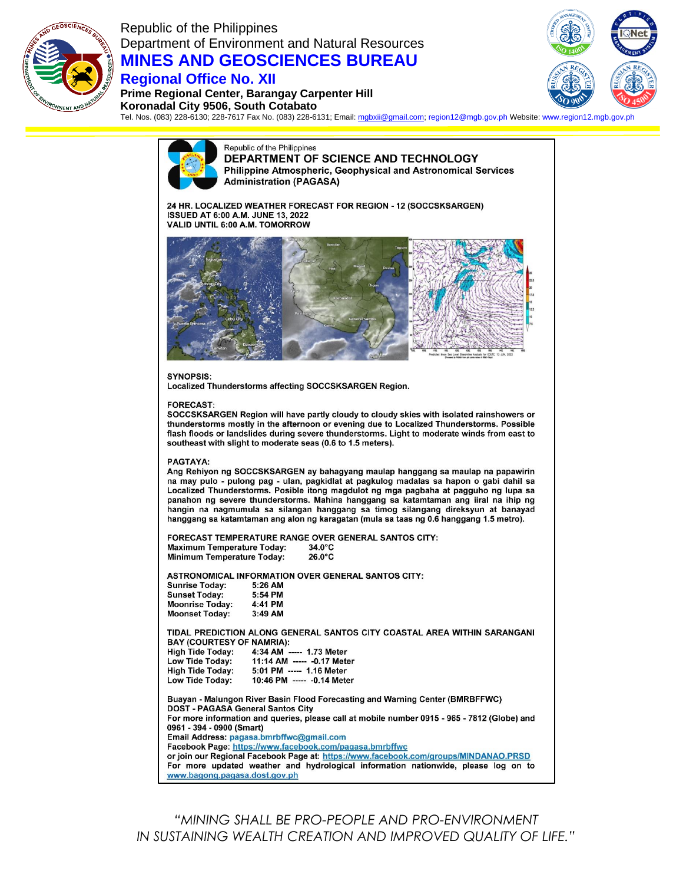Republic of the Philippines
Department of Environment and Natural Resources

# MINES AND GEOSCIENCES BUREAU

## Regional Office No. XII

**Prime Regional Center, Barangay Carpenter Hill**
**Koronadal City 9506, South Cotabato**
Tel. Nos. (083) 228-6130; 228-7617 Fax No. (083) 228-6131; Email: mgbxii@gmail.com; region12@mgb.gov.ph Website: www.region12.mgb.gov.ph

Republic of the Philippines
**DEPARTMENT OF SCIENCE AND TECHNOLOGY**
**Philippine Atmospheric, Geophysical and Astronomical Services Administration (PAGASA)**

**24 HR. LOCALIZED WEATHER FORECAST FOR REGION - 12 (SOCCSKSARGEN)**
**ISSUED AT 6:00 A.M. JUNE 13, 2022**
**VALID UNTIL 6:00 A.M. TOMORROW**

**SYNOPSIS:**
**Localized Thunderstorms affecting SOCCSKSARGEN Region.**

**FORECAST:**
**SOCCSKSARGEN Region will have partly cloudy to cloudy skies with isolated rainshowers or thunderstorms mostly in the afternoon or evening due to Localized Thunderstorms. Possible flash floods or landslides during severe thunderstorms. Light to moderate winds from east to southeast with slight to moderate seas (0.6 to 1.5 meters).**

**PAGTAYA:**
**Ang Rehiyon ng SOCCSKSARGEN ay bahagyang maulap hanggang sa maulap na papawirin na may pulo - pulong pag - ulan, pagkidlat at pagkulog madalas sa hapon o gabi dahil sa Localized Thunderstorms. Posible itong magdulot ng mga pagbaha at pagguho ng lupa sa panahon ng severe thunderstorms. Mahina hanggang sa katamtaman ang iiral na ihip ng hangin na nagmumula sa silangan hanggang sa timog silangang direksyun at banayad hanggang sa katamtaman ang alon ng karagatan (mula sa taas ng 0.6 hanggang 1.5 metro).**

**FORECAST TEMPERATURE RANGE OVER GENERAL SANTOS CITY:**

| | |
|---|---|
| **Maximum Temperature Today:** | **34.0°C** |
| **Minimum Temperature Today:** | **26.0°C** |

**ASTRONOMICAL INFORMATION OVER GENERAL SANTOS CITY:**

| | |
|---|---|
| **Sunrise Today:** | **5:26 AM** |
| **Sunset Today:** | **5:54 PM** |
| **Moonrise Today:** | **4:41 PM** |
| **Moonset Today:** | **3:49 AM** |

**TIDAL PREDICTION ALONG GENERAL SANTOS CITY COASTAL AREA WITHIN SARANGANI BAY (COURTESY OF NAMRIA):**

| | |
|---|---|
| **High Tide Today:** | **4:34 AM ----- 1.73 Meter** |
| **Low Tide Today:** | **11:14 AM ----- -0.17 Meter** |
| **High Tide Today:** | **5:01 PM ----- 1.16 Meter** |
| **Low Tide Today:** | **10:46 PM ----- -0.14 Meter** |

**Buayan - Malungon River Basin Flood Forecasting and Warning Center (BMRBFFWC)**
**DOST - PAGASA General Santos City**
**For more information and queries, please call at mobile number 0915 - 965 - 7812 (Globe) and 0961 - 394 - 0900 (Smart)**
**Email Address: pagasa.bmrbffwc@gmail.com**
**Facebook Page: https://www.facebook.com/pagasa.bmrbffwc**
**or join our Regional Facebook Page at: https://www.facebook.com/groups/MINDANAO.PRSD**
**For more updated weather and hydrological information nationwide, please log on to www.bagong.pagasa.dost.gov.ph**

*"MINING SHALL BE PRO-PEOPLE AND PRO-ENVIRONMENT IN SUSTAINING WEALTH CREATION AND IMPROVED QUALITY OF LIFE."*